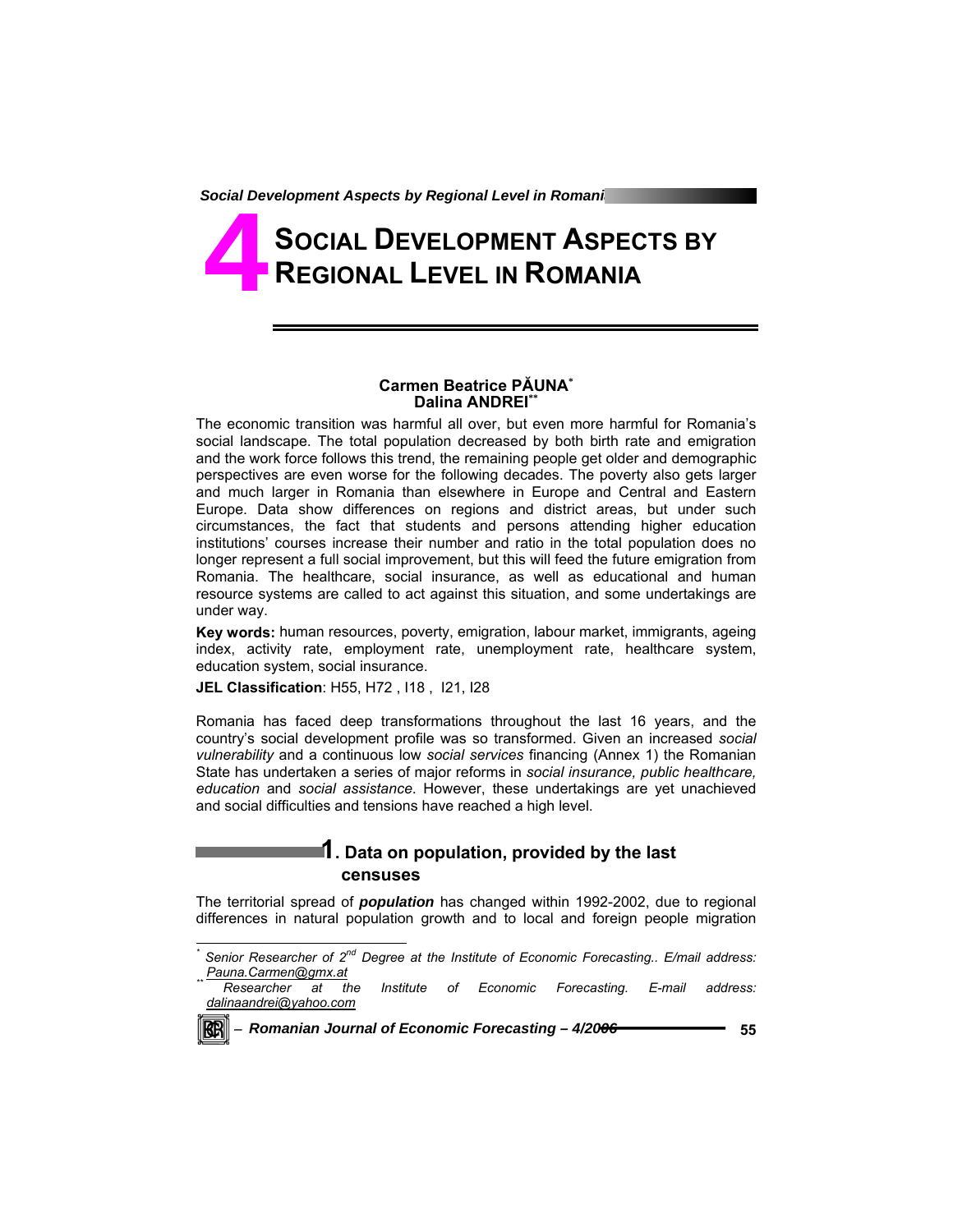# 4 SOCIAL DEVELOPMENT ASPECTS BY REGIONAL LEVEL IN ROMANIA

**Carmen Beatrice PĂUNA**[*]
**Dalina ANDREI**[**]

The economic transition was harmful all over, but even more harmful for Romania's social landscape. The total population decreased by both birth rate and emigration and the work force follows this trend, the remaining people get older and demographic perspectives are even worse for the following decades. The poverty also gets larger and much larger in Romania than elsewhere in Europe and Central and Eastern Europe. Data show differences on regions and district areas, but under such circumstances, the fact that students and persons attending higher education institutions' courses increase their number and ratio in the total population does no longer represent a full social improvement, but this will feed the future emigration from Romania. The healthcare, social insurance, as well as educational and human resource systems are called to act against this situation, and some undertakings are under way.

**Key words:** human resources, poverty, emigration, labour market, immigrants, ageing index, activity rate, employment rate, unemployment rate, healthcare system, education system, social insurance.

**JEL Classification**: H55, H72 , I18 , I21, I28

Romania has faced deep transformations throughout the last 16 years, and the country's social development profile was so transformed. Given an increased *social vulnerability* and a continuous low *social services* financing (Annex 1) the Romanian State has undertaken a series of major reforms in *social insurance, public healthcare, education* and *social assistance*. However, these undertakings are yet unachieved and social difficulties and tensions have reached a high level.

## 1. Data on population, provided by the last censuses

The territorial spread of ***population*** has changed within 1992-2002, due to regional differences in natural population growth and to local and foreign people migration

---

[*] *Senior Researcher of 2nd Degree at the Institute of Economic Forecasting.. E/mail address: Pauna.Carmen@gmx.at*

[**] *Researcher at the Institute of Economic Forecasting. E-mail address: dalinaandrei@yahoo.com*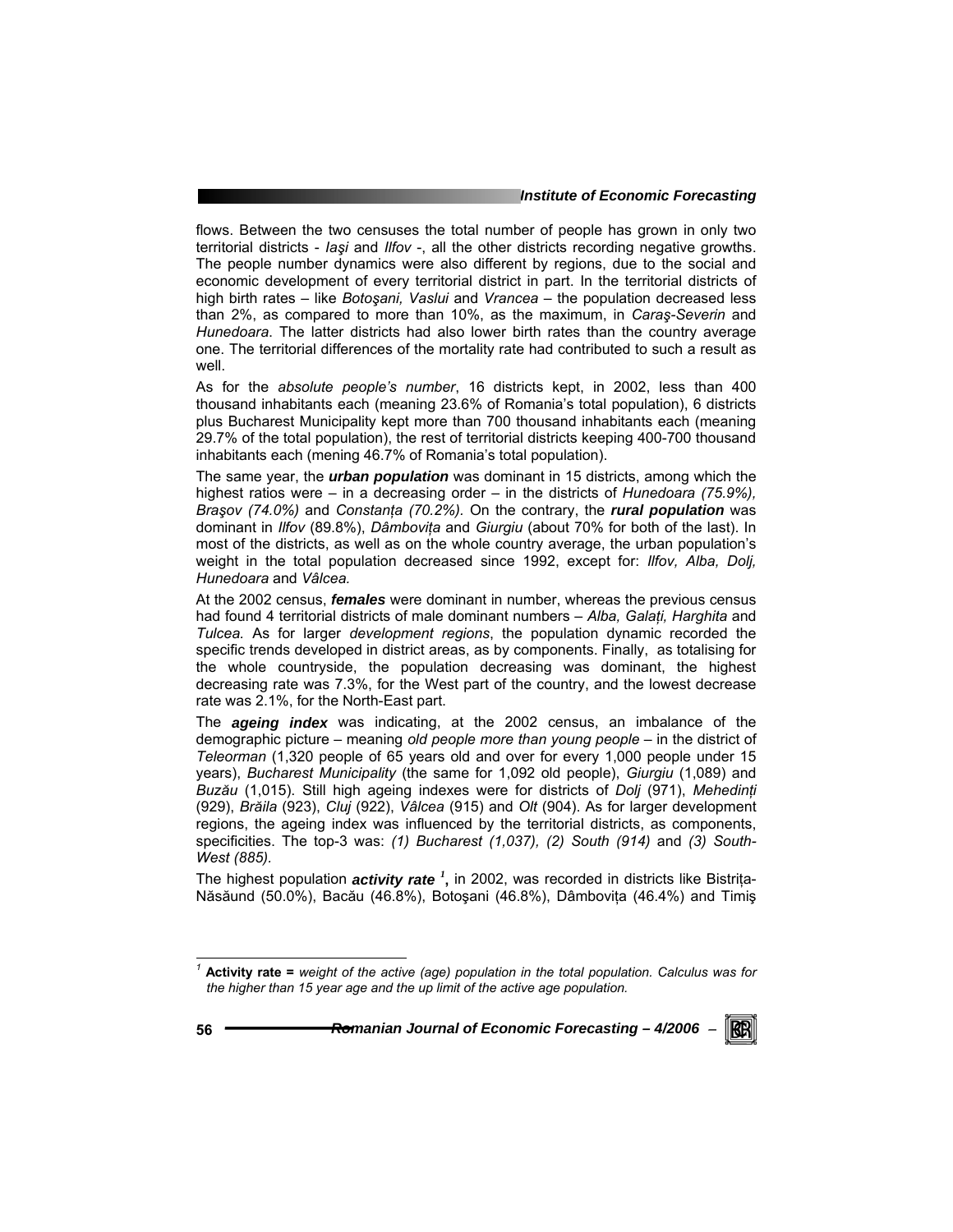flows. Between the two censuses the total number of people has grown in only two territorial districts - *Iaşi* and *Ilfov* -, all the other districts recording negative growths. The people number dynamics were also different by regions, due to the social and economic development of every territorial district in part. In the territorial districts of high birth rates – like *Botoşani, Vaslui* and *Vrancea* – the population decreased less than 2%, as compared to more than 10%, as the maximum, in *Caraş-Severin* and *Hunedoara*. The latter districts had also lower birth rates than the country average one. The territorial differences of the mortality rate had contributed to such a result as well.

As for the *absolute people's number*, 16 districts kept, in 2002, less than 400 thousand inhabitants each (meaning 23.6% of Romania's total population), 6 districts plus Bucharest Municipality kept more than 700 thousand inhabitants each (meaning 29.7% of the total population), the rest of territorial districts keeping 400-700 thousand inhabitants each (mening 46.7% of Romania's total population).

The same year, the ***urban population*** was dominant in 15 districts, among which the highest ratios were – in a decreasing order – in the districts of *Hunedoara (75.9%), Braşov (74.0%)* and *Constanța (70.2%).* On the contrary, the ***rural population*** was dominant in *Ilfov* (89.8%), *Dâmbovița* and *Giurgiu* (about 70% for both of the last). In most of the districts, as well as on the whole country average, the urban population's weight in the total population decreased since 1992, except for: *Ilfov, Alba, Dolj, Hunedoara* and *Vâlcea.*

At the 2002 census, ***females*** were dominant in number, whereas the previous census had found 4 territorial districts of male dominant numbers – *Alba, Galați, Harghita* and *Tulcea.* As for larger *development regions*, the population dynamic recorded the specific trends developed in district areas, as by components. Finally, as totalising for the whole countryside, the population decreasing was dominant, the highest decreasing rate was 7.3%, for the West part of the country, and the lowest decrease rate was 2.1%, for the North-East part.

The ***ageing index*** was indicating, at the 2002 census, an imbalance of the demographic picture – meaning *old people more than young people* – in the district of *Teleorman* (1,320 people of 65 years old and over for every 1,000 people under 15 years), *Bucharest Municipality* (the same for 1,092 old people), *Giurgiu* (1,089) and *Buzău* (1,015). Still high ageing indexes were for districts of *Dolj* (971), *Mehedinți* (929), *Brăila* (923), *Cluj* (922), *Vâlcea* (915) and *Olt* (904). As for larger development regions, the ageing index was influenced by the territorial districts, as components, specificities. The top-3 was: *(1) Bucharest (1,037), (2) South (914)* and *(3) South-West (885).*

The highest population ***activity rate*** [1]**,** in 2002, was recorded in districts like Bistrița-Năsăund (50.0%), Bacău (46.8%), Botoşani (46.8%), Dâmbovița (46.4%) and Timiş

[1] **Activity rate =** *weight of the active (age) population in the total population. Calculus was for the higher than 15 year age and the up limit of the active age population.*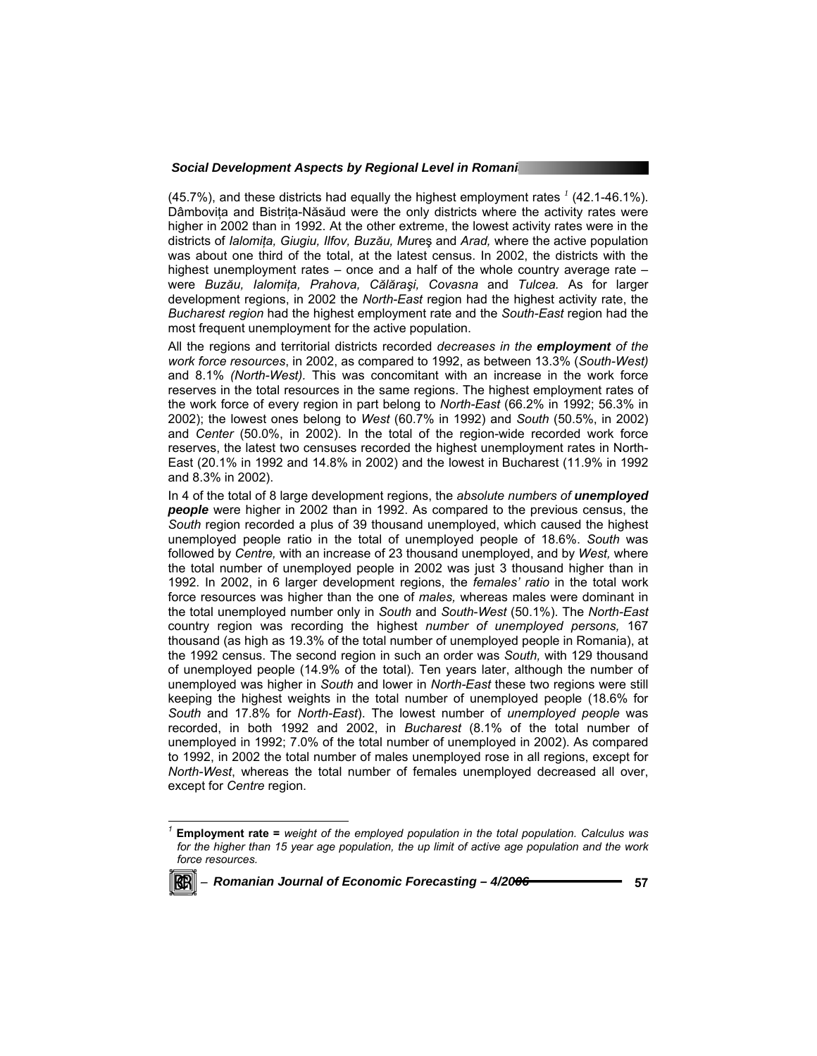(45.7%), and these districts had equally the highest employment rates [1] (42.1-46.1%). Dâmbovița and Bistrița-Năsăud were the only districts where the activity rates were higher in 2002 than in 1992. At the other extreme, the lowest activity rates were in the districts of *Ialomița, Giugiu, Ilfov, Buzău, Mur*eş and *Arad,* where the active population was about one third of the total, at the latest census. In 2002, the districts with the highest unemployment rates – once and a half of the whole country average rate – were *Buzău, Ialomița, Prahova, Călăraşi, Covasna* and *Tulcea.* As for larger development regions, in 2002 the *North-East* region had the highest activity rate, the *Bucharest region* had the highest employment rate and the *South-East* region had the most frequent unemployment for the active population.

All the regions and territorial districts recorded *decreases in the **employment** of the work force resources*, in 2002, as compared to 1992, as between 13.3% (*South-West)* and 8.1% *(North-West).* This was concomitant with an increase in the work force reserves in the total resources in the same regions. The highest employment rates of the work force of every region in part belong to *North-East* (66.2% in 1992; 56.3% in 2002); the lowest ones belong to *West* (60.7% in 1992) and *South* (50.5%, in 2002) and *Center* (50.0%, in 2002). In the total of the region-wide recorded work force reserves, the latest two censuses recorded the highest unemployment rates in North-East (20.1% in 1992 and 14.8% in 2002) and the lowest in Bucharest (11.9% in 1992 and 8.3% in 2002).

In 4 of the total of 8 large development regions, the *absolute numbers of **unemployed people*** were higher in 2002 than in 1992. As compared to the previous census, the *South* region recorded a plus of 39 thousand unemployed, which caused the highest unemployed people ratio in the total of unemployed people of 18.6%. *South* was followed by *Centre,* with an increase of 23 thousand unemployed, and by *West,* where the total number of unemployed people in 2002 was just 3 thousand higher than in 1992. In 2002, in 6 larger development regions, the *females' ratio* in the total work force resources was higher than the one of *males,* whereas males were dominant in the total unemployed number only in *South* and *South-West* (50.1%). The *North-East* country region was recording the highest *number of unemployed persons,* 167 thousand (as high as 19.3% of the total number of unemployed people in Romania), at the 1992 census. The second region in such an order was *South,* with 129 thousand of unemployed people (14.9% of the total). Ten years later, although the number of unemployed was higher in *South* and lower in *North-East* these two regions were still keeping the highest weights in the total number of unemployed people (18.6% for *South* and 17.8% for *North-East*). The lowest number of *unemployed people* was recorded, in both 1992 and 2002, in *Bucharest* (8.1% of the total number of unemployed in 1992; 7.0% of the total number of unemployed in 2002). As compared to 1992, in 2002 the total number of males unemployed rose in all regions, except for *North-West*, whereas the total number of females unemployed decreased all over, except for *Centre* region.

---

[1] **Employment rate =** *weight of the employed population in the total population. Calculus was for the higher than 15 year age population, the up limit of active age population and the work force resources.*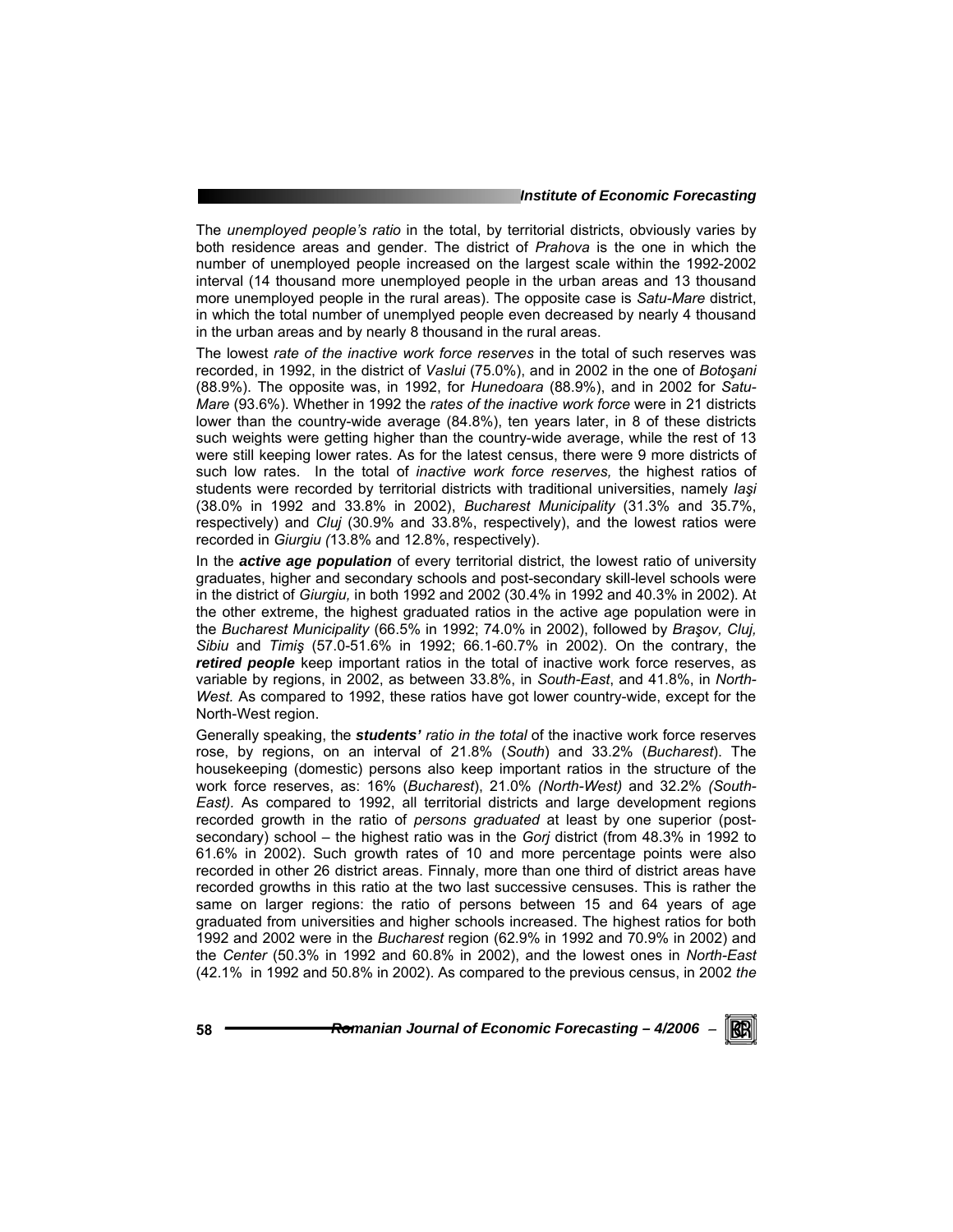The *unemployed people's ratio* in the total, by territorial districts, obviously varies by both residence areas and gender. The district of *Prahova* is the one in which the number of unemployed people increased on the largest scale within the 1992-2002 interval (14 thousand more unemployed people in the urban areas and 13 thousand more unemployed people in the rural areas). The opposite case is *Satu-Mare* district, in which the total number of unemplyed people even decreased by nearly 4 thousand in the urban areas and by nearly 8 thousand in the rural areas.

The lowest *rate of the inactive work force reserves* in the total of such reserves was recorded, in 1992, in the district of *Vaslui* (75.0%), and in 2002 in the one of *Botoşani* (88.9%). The opposite was, in 1992, for *Hunedoara* (88.9%), and in 2002 for *Satu-Mare* (93.6%). Whether in 1992 the *rates of the inactive work force* were in 21 districts lower than the country-wide average (84.8%), ten years later, in 8 of these districts such weights were getting higher than the country-wide average, while the rest of 13 were still keeping lower rates. As for the latest census, there were 9 more districts of such low rates. In the total of *inactive work force reserves,* the highest ratios of students were recorded by territorial districts with traditional universities, namely *Iaşi* (38.0% in 1992 and 33.8% in 2002), *Bucharest Municipality* (31.3% and 35.7%, respectively) and *Cluj* (30.9% and 33.8%, respectively), and the lowest ratios were recorded in *Giurgiu (*13.8% and 12.8%, respectively).

In the ***active age population*** of every territorial district, the lowest ratio of university graduates, higher and secondary schools and post-secondary skill-level schools were in the district of *Giurgiu,* in both 1992 and 2002 (30.4% in 1992 and 40.3% in 2002). At the other extreme, the highest graduated ratios in the active age population were in the *Bucharest Municipality* (66.5% in 1992; 74.0% in 2002), followed by *Braşov, Cluj, Sibiu* and *Timiş* (57.0-51.6% in 1992; 66.1-60.7% in 2002). On the contrary, the ***retired people*** keep important ratios in the total of inactive work force reserves, as variable by regions, in 2002, as between 33.8%, in *South-East*, and 41.8%, in *North-West.* As compared to 1992, these ratios have got lower country-wide, except for the North-West region.

Generally speaking, the ***students'*** *ratio in the total* of the inactive work force reserves rose, by regions, on an interval of 21.8% (*South*) and 33.2% (*Bucharest*). The housekeeping (domestic) persons also keep important ratios in the structure of the work force reserves, as: 16% (*Bucharest*), 21.0% *(North-West)* and 32.2% *(South-East).* As compared to 1992, all territorial districts and large development regions recorded growth in the ratio of *persons graduated* at least by one superior (post-secondary) school – the highest ratio was in the *Gorj* district (from 48.3% in 1992 to 61.6% in 2002). Such growth rates of 10 and more percentage points were also recorded in other 26 district areas. Finnaly, more than one third of district areas have recorded growths in this ratio at the two last successive censuses. This is rather the same on larger regions: the ratio of persons between 15 and 64 years of age graduated from universities and higher schools increased. The highest ratios for both 1992 and 2002 were in the *Bucharest* region (62.9% in 1992 and 70.9% in 2002) and the *Center* (50.3% in 1992 and 60.8% in 2002), and the lowest ones in *North-East* (42.1% in 1992 and 50.8% in 2002). As compared to the previous census, in 2002 *the*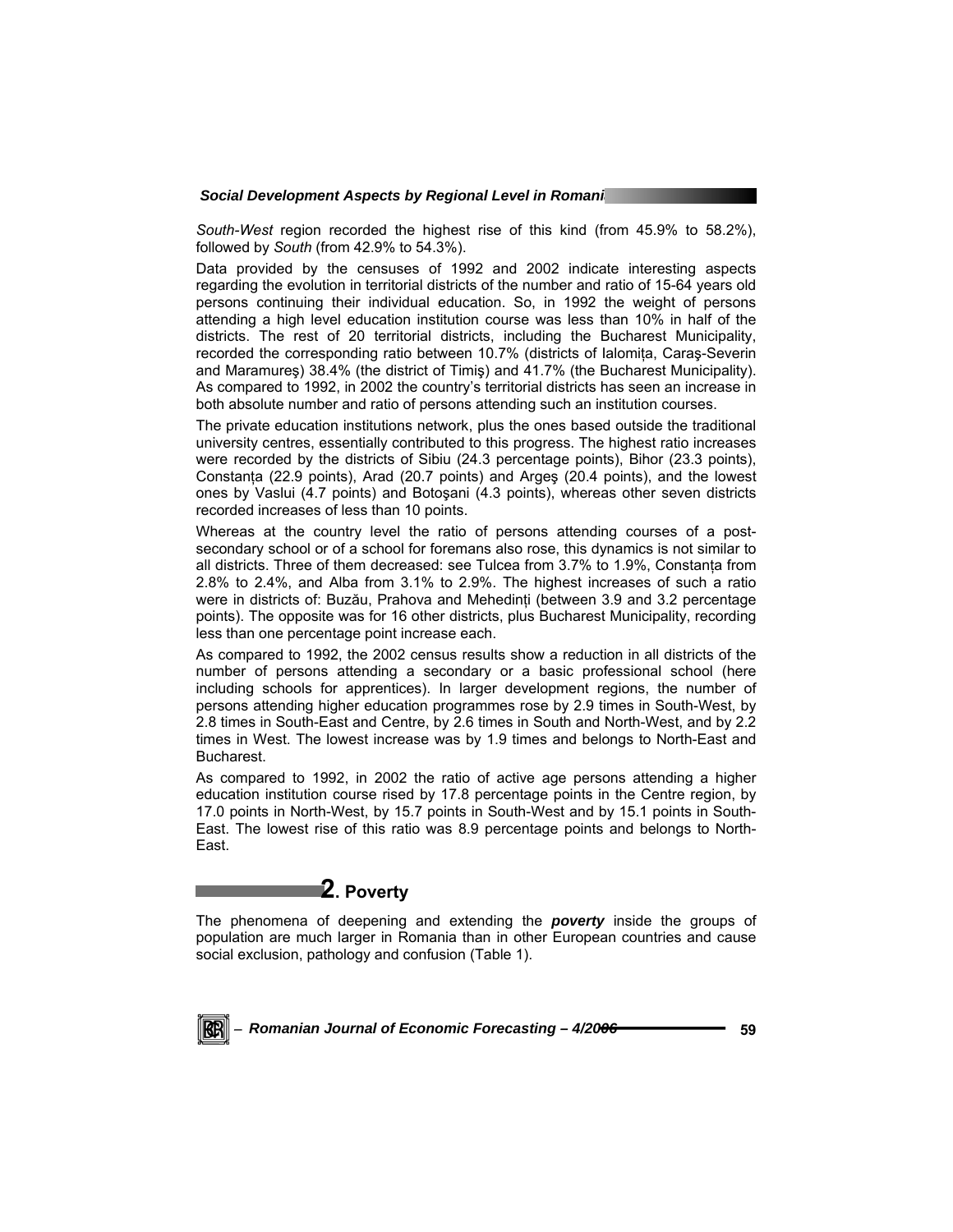*South-West* region recorded the highest rise of this kind (from 45.9% to 58.2%), followed by *South* (from 42.9% to 54.3%).

Data provided by the censuses of 1992 and 2002 indicate interesting aspects regarding the evolution in territorial districts of the number and ratio of 15-64 years old persons continuing their individual education. So, in 1992 the weight of persons attending a high level education institution course was less than 10% in half of the districts. The rest of 20 territorial districts, including the Bucharest Municipality, recorded the corresponding ratio between 10.7% (districts of Ialomiţa, Caraş-Severin and Maramureş) 38.4% (the district of Timiş) and 41.7% (the Bucharest Municipality). As compared to 1992, in 2002 the country's territorial districts has seen an increase in both absolute number and ratio of persons attending such an institution courses.

The private education institutions network, plus the ones based outside the traditional university centres, essentially contributed to this progress. The highest ratio increases were recorded by the districts of Sibiu (24.3 percentage points), Bihor (23.3 points), Constanţa (22.9 points), Arad (20.7 points) and Argeş (20.4 points), and the lowest ones by Vaslui (4.7 points) and Botoşani (4.3 points), whereas other seven districts recorded increases of less than 10 points.

Whereas at the country level the ratio of persons attending courses of a post-secondary school or of a school for foremans also rose, this dynamics is not similar to all districts. Three of them decreased: see Tulcea from 3.7% to 1.9%, Constanţa from 2.8% to 2.4%, and Alba from 3.1% to 2.9%. The highest increases of such a ratio were in districts of: Buzău, Prahova and Mehedinţi (between 3.9 and 3.2 percentage points). The opposite was for 16 other districts, plus Bucharest Municipality, recording less than one percentage point increase each.

As compared to 1992, the 2002 census results show a reduction in all districts of the number of persons attending a secondary or a basic professional school (here including schools for apprentices). In larger development regions, the number of persons attending higher education programmes rose by 2.9 times in South-West, by 2.8 times in South-East and Centre, by 2.6 times in South and North-West, and by 2.2 times in West. The lowest increase was by 1.9 times and belongs to North-East and Bucharest.

As compared to 1992, in 2002 the ratio of active age persons attending a higher education institution course rised by 17.8 percentage points in the Centre region, by 17.0 points in North-West, by 15.7 points in South-West and by 15.1 points in South-East. The lowest rise of this ratio was 8.9 percentage points and belongs to North-East.

## 2. Poverty

The phenomena of deepening and extending the ***poverty*** inside the groups of population are much larger in Romania than in other European countries and cause social exclusion, pathology and confusion (Table 1).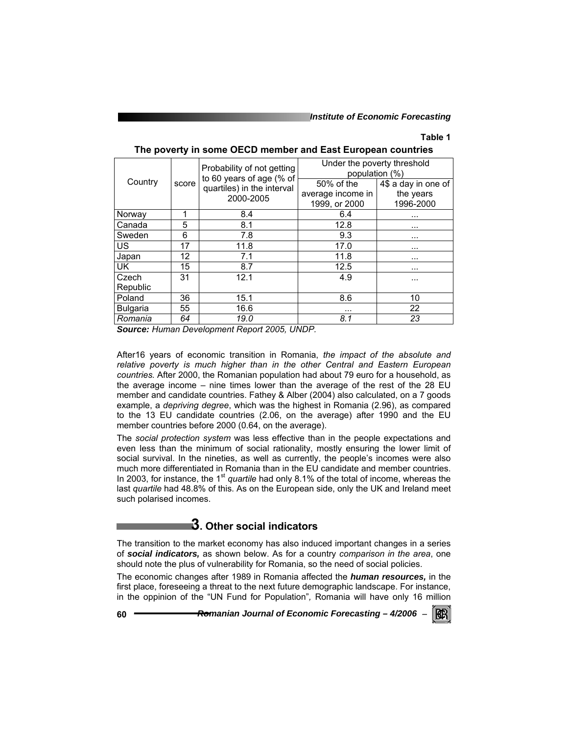**Table 1**

**The poverty in some OECD member and East European countries**

| Country | score | Probability of not getting to 60 years of age (% of quartiles) in the interval 2000-2005 | Under the poverty threshold population (%) | |
|---|---|---|---|---|
| | | | 50% of the average income in 1999, or 2000 | 4$ a day in one of the years 1996-2000 |
| Norway | 1 | 8.4 | 6.4 | ... |
| Canada | 5 | 8.1 | 12.8 | ... |
| Sweden | 6 | 7.8 | 9.3 | ... |
| US | 17 | 11.8 | 17.0 | ... |
| Japan | 12 | 7.1 | 11.8 | ... |
| UK | 15 | 8.7 | 12.5 | ... |
| Czech Republic | 31 | 12.1 | 4.9 | ... |
| Poland | 36 | 15.1 | 8.6 | 10 |
| Bulgaria | 55 | 16.6 | ... | 22 |
| *Romania* | *64* | *19.0* | *8.1* | *23* |

***Source:*** *Human Development Report 2005, UNDP.*

After16 years of economic transition in Romania, *the impact of the absolute and relative poverty is much higher than in the other Central and Eastern European countries.* After 2000, the Romanian population had about 79 euro for a household, as the average income – nine times lower than the average of the rest of the 28 EU member and candidate countries. Fathey & Alber (2004) also calculated, on a 7 goods example, a *depriving degree*, which was the highest in Romania (2.96), as compared to the 13 EU candidate countries (2.06, on the average) after 1990 and the EU member countries before 2000 (0.64, on the average).

The *social protection system* was less effective than in the people expectations and even less than the minimum of social rationality, mostly ensuring the lower limit of social survival. In the nineties, as well as currently, the people's incomes were also much more differentiated in Romania than in the EU candidate and member countries. In 2003, for instance, the 1st *quartile* had only 8.1% of the total of income, whereas the last *quartile* had 48.8% of this. As on the European side, only the UK and Ireland meet such polarised incomes.

## 3. Other social indicators

The transition to the market economy has also induced important changes in a series of ***social indicators,*** as shown below. As for a country *comparison in the area*, one should note the plus of vulnerability for Romania, so the need of social policies.

The economic changes after 1989 in Romania affected the ***human resources,*** in the first place, foreseeing a threat to the next future demographic landscape. For instance, in the oppinion of the "UN Fund for Population"*,* Romania will have only 16 million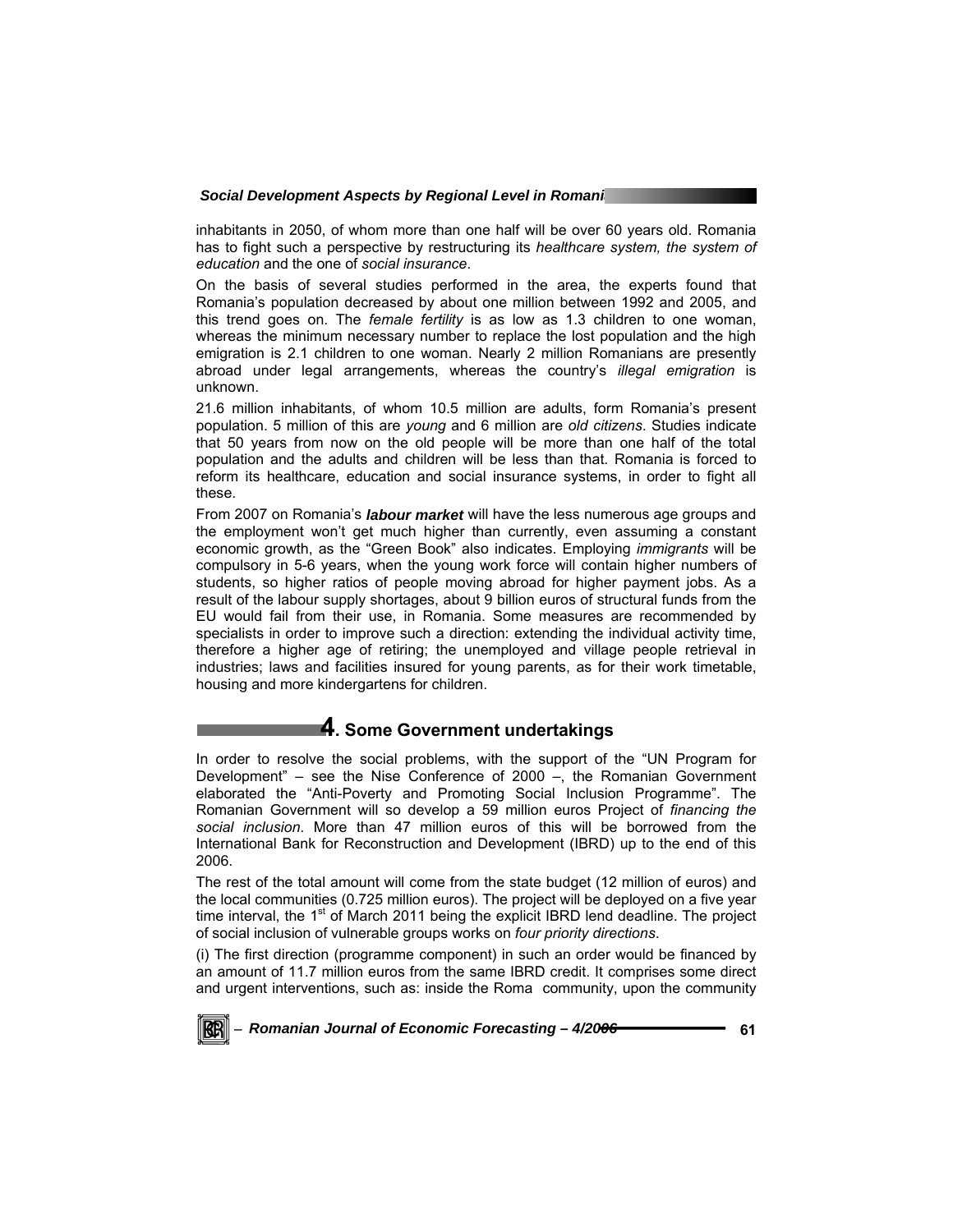inhabitants in 2050, of whom more than one half will be over 60 years old. Romania has to fight such a perspective by restructuring its *healthcare system, the system of education* and the one of *social insurance*.

On the basis of several studies performed in the area, the experts found that Romania's population decreased by about one million between 1992 and 2005, and this trend goes on. The *female fertility* is as low as 1.3 children to one woman, whereas the minimum necessary number to replace the lost population and the high emigration is 2.1 children to one woman. Nearly 2 million Romanians are presently abroad under legal arrangements, whereas the country's *illegal emigration* is unknown.

21.6 million inhabitants, of whom 10.5 million are adults, form Romania's present population. 5 million of this are *young* and 6 million are *old citizens*. Studies indicate that 50 years from now on the old people will be more than one half of the total population and the adults and children will be less than that. Romania is forced to reform its healthcare, education and social insurance systems, in order to fight all these.

From 2007 on Romania's ***labour market*** will have the less numerous age groups and the employment won't get much higher than currently, even assuming a constant economic growth, as the "Green Book" also indicates. Employing *immigrants* will be compulsory in 5-6 years, when the young work force will contain higher numbers of students, so higher ratios of people moving abroad for higher payment jobs. As a result of the labour supply shortages, about 9 billion euros of structural funds from the EU would fail from their use, in Romania. Some measures are recommended by specialists in order to improve such a direction: extending the individual activity time, therefore a higher age of retiring; the unemployed and village people retrieval in industries; laws and facilities insured for young parents, as for their work timetable, housing and more kindergartens for children.

## 4. Some Government undertakings

In order to resolve the social problems, with the support of the "UN Program for Development" – see the Nise Conference of 2000 –, the Romanian Government elaborated the "Anti-Poverty and Promoting Social Inclusion Programme". The Romanian Government will so develop a 59 million euros Project of *financing the social inclusion*. More than 47 million euros of this will be borrowed from the International Bank for Reconstruction and Development (IBRD) up to the end of this 2006.

The rest of the total amount will come from the state budget (12 million of euros) and the local communities (0.725 million euros). The project will be deployed on a five year time interval, the 1st of March 2011 being the explicit IBRD lend deadline. The project of social inclusion of vulnerable groups works on *four priority directions*.

(i) The first direction (programme component) in such an order would be financed by an amount of 11.7 million euros from the same IBRD credit. It comprises some direct and urgent interventions, such as: inside the Roma community, upon the community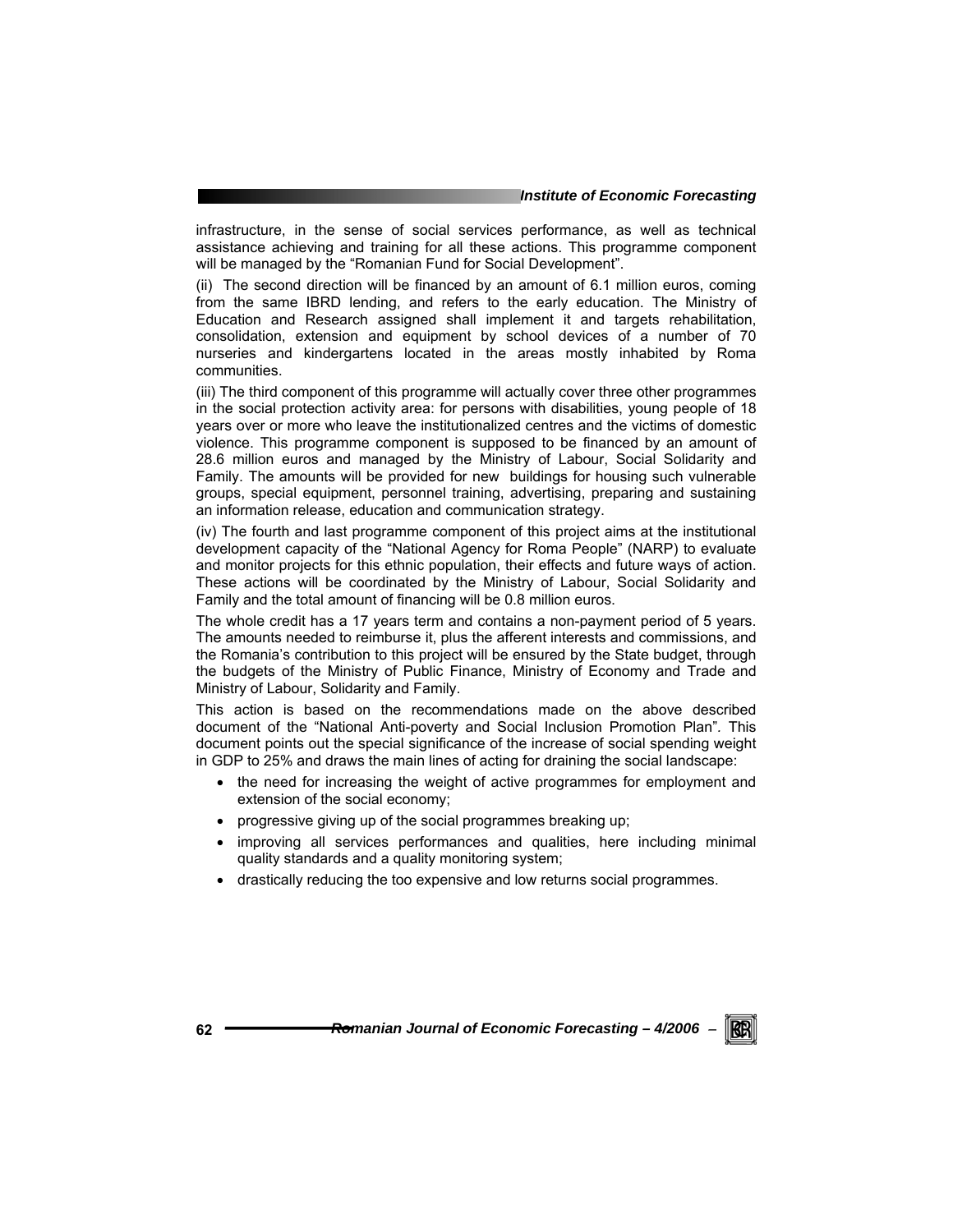infrastructure, in the sense of social services performance, as well as technical assistance achieving and training for all these actions. This programme component will be managed by the "Romanian Fund for Social Development".

(ii) The second direction will be financed by an amount of 6.1 million euros, coming from the same IBRD lending, and refers to the early education. The Ministry of Education and Research assigned shall implement it and targets rehabilitation, consolidation, extension and equipment by school devices of a number of 70 nurseries and kindergartens located in the areas mostly inhabited by Roma communities.

(iii) The third component of this programme will actually cover three other programmes in the social protection activity area: for persons with disabilities, young people of 18 years over or more who leave the institutionalized centres and the victims of domestic violence. This programme component is supposed to be financed by an amount of 28.6 million euros and managed by the Ministry of Labour, Social Solidarity and Family. The amounts will be provided for new buildings for housing such vulnerable groups, special equipment, personnel training, advertising, preparing and sustaining an information release, education and communication strategy.

(iv) The fourth and last programme component of this project aims at the institutional development capacity of the "National Agency for Roma People" (NARP) to evaluate and monitor projects for this ethnic population, their effects and future ways of action. These actions will be coordinated by the Ministry of Labour, Social Solidarity and Family and the total amount of financing will be 0.8 million euros.

The whole credit has a 17 years term and contains a non-payment period of 5 years. The amounts needed to reimburse it, plus the afferent interests and commissions, and the Romania's contribution to this project will be ensured by the State budget, through the budgets of the Ministry of Public Finance, Ministry of Economy and Trade and Ministry of Labour, Solidarity and Family.

This action is based on the recommendations made on the above described document of the "National Anti-poverty and Social Inclusion Promotion Plan". This document points out the special significance of the increase of social spending weight in GDP to 25% and draws the main lines of acting for draining the social landscape:

- the need for increasing the weight of active programmes for employment and extension of the social economy;
- progressive giving up of the social programmes breaking up;
- improving all services performances and qualities, here including minimal quality standards and a quality monitoring system;
- drastically reducing the too expensive and low returns social programmes.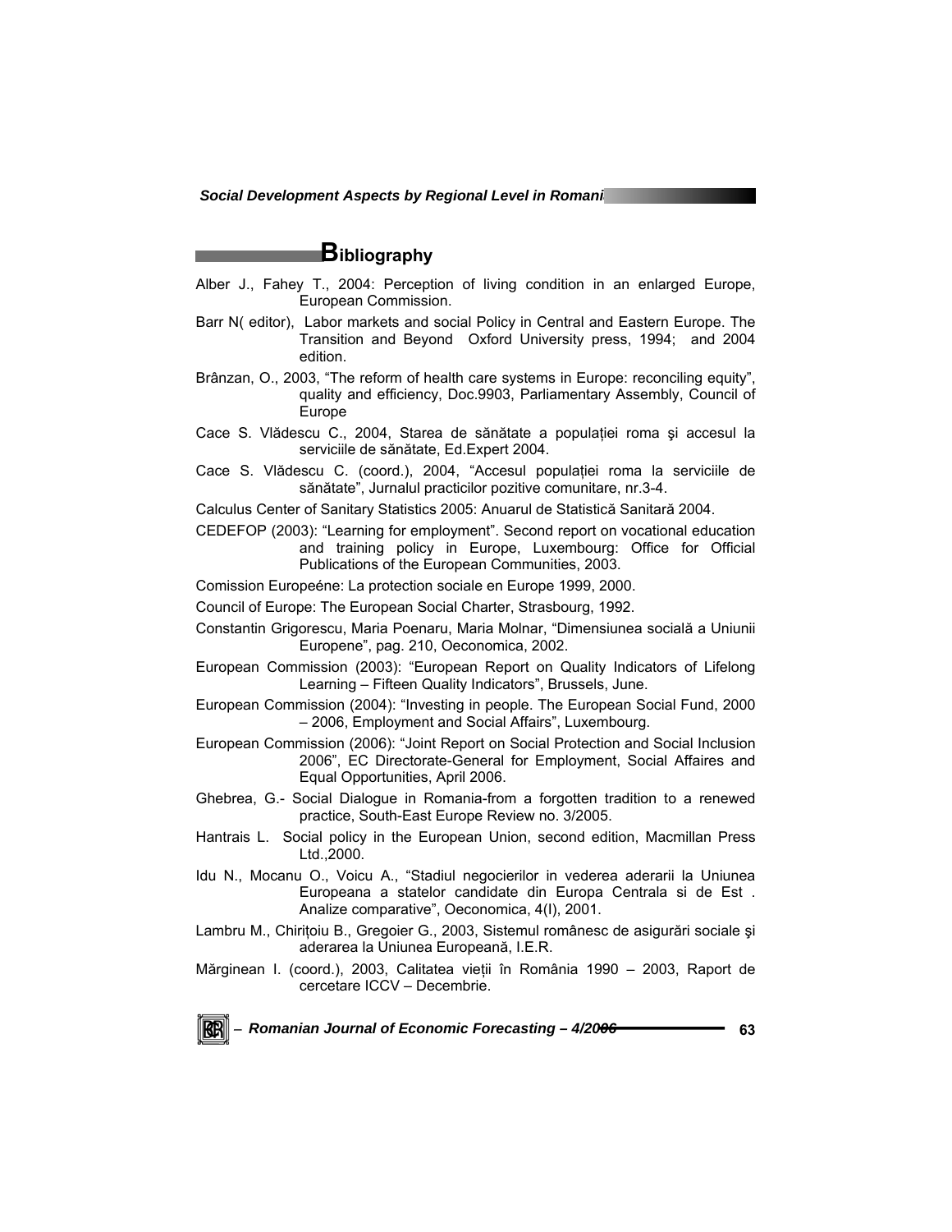## Bibliography

Alber J., Fahey T., 2004: Perception of living condition in an enlarged Europe, European Commission.

Barr N( editor), Labor markets and social Policy in Central and Eastern Europe. The Transition and Beyond Oxford University press, 1994; and 2004 edition.

Brânzan, O., 2003, "The reform of health care systems in Europe: reconciling equity", quality and efficiency, Doc.9903, Parliamentary Assembly, Council of Europe

Cace S. Vlădescu C., 2004, Starea de sănătate a populației roma şi accesul la serviciile de sănătate, Ed.Expert 2004.

Cace S. Vlădescu C. (coord.), 2004, "Accesul populației roma la serviciile de sănătate", Jurnalul practicilor pozitive comunitare, nr.3-4.

Calculus Center of Sanitary Statistics 2005: Anuarul de Statistică Sanitară 2004.

CEDEFOP (2003): "Learning for employment". Second report on vocational education and training policy in Europe, Luxembourg: Office for Official Publications of the European Communities, 2003.

Comission Europeéne: La protection sociale en Europe 1999, 2000.

Council of Europe: The European Social Charter, Strasbourg, 1992.

Constantin Grigorescu, Maria Poenaru, Maria Molnar, "Dimensiunea socială a Uniunii Europene", pag. 210, Oeconomica, 2002.

European Commission (2003): "European Report on Quality Indicators of Lifelong Learning – Fifteen Quality Indicators", Brussels, June.

European Commission (2004): "Investing in people. The European Social Fund, 2000 – 2006, Employment and Social Affairs", Luxembourg.

European Commission (2006): "Joint Report on Social Protection and Social Inclusion 2006", EC Directorate-General for Employment, Social Affaires and Equal Opportunities, April 2006.

Ghebrea, G.- Social Dialogue in Romania-from a forgotten tradition to a renewed practice, South-East Europe Review no. 3/2005.

Hantrais L. Social policy in the European Union, second edition, Macmillan Press Ltd.,2000.

Idu N., Mocanu O., Voicu A., "Stadiul negocierilor in vederea aderarii la Uniunea Europeana a statelor candidate din Europa Centrala si de Est . Analize comparative", Oeconomica, 4(I), 2001.

Lambru M., Chirițoiu B., Gregoier G., 2003, Sistemul românesc de asigurări sociale şi aderarea la Uniunea Europeană, I.E.R.

Mărginean I. (coord.), 2003, Calitatea vieții în România 1990 – 2003, Raport de cercetare ICCV – Decembrie.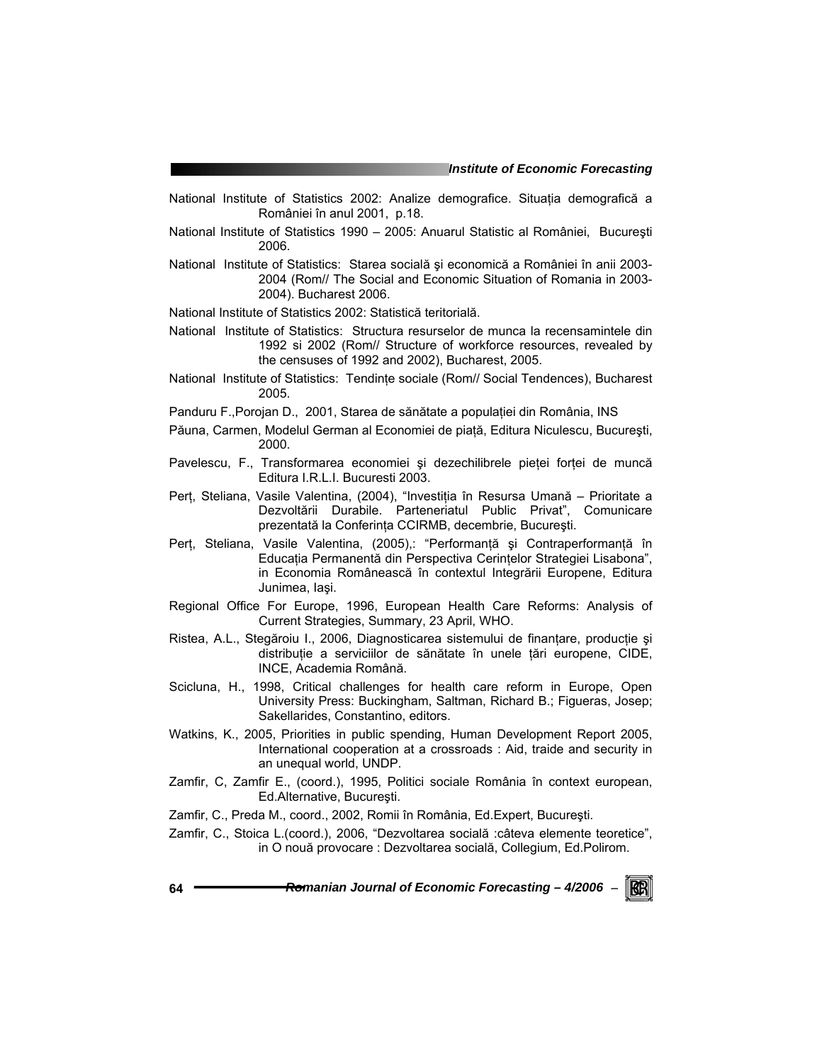National Institute of Statistics 2002: Analize demografice. Situația demografică a României în anul 2001, p.18.

National Institute of Statistics 1990 – 2005: Anuarul Statistic al României, Bucureşti 2006.

National Institute of Statistics: Starea socială şi economică a României în anii 2003-2004 (Rom// The Social and Economic Situation of Romania in 2003-2004). Bucharest 2006.

National Institute of Statistics 2002: Statistică teritorială.

National Institute of Statistics: Structura resurselor de munca la recensamintele din 1992 si 2002 (Rom// Structure of workforce resources, revealed by the censuses of 1992 and 2002), Bucharest, 2005.

National Institute of Statistics: Tendințe sociale (Rom// Social Tendences), Bucharest 2005.

Panduru F.,Porojan D., 2001, Starea de sănătate a populației din România, INS

Păuna, Carmen, Modelul German al Economiei de piață, Editura Niculescu, Bucureşti, 2000.

Pavelescu, F., Transformarea economiei şi dezechilibrele pieței forței de muncă Editura I.R.L.I. Bucuresti 2003.

Perț, Steliana, Vasile Valentina, (2004), "Investiția în Resursa Umană – Prioritate a Dezvoltării Durabile. Parteneriatul Public Privat", Comunicare prezentată la Conferința CCIRMB, decembrie, Bucureşti.

Perț, Steliana, Vasile Valentina, (2005),: "Performanță şi Contraperformanță în Educația Permanentă din Perspectiva Cerințelor Strategiei Lisabona", in Economia Românească în contextul Integrării Europene, Editura Junimea, Iaşi.

Regional Office For Europe, 1996, European Health Care Reforms: Analysis of Current Strategies, Summary, 23 April, WHO.

Ristea, A.L., Stegăroiu I., 2006, Diagnosticarea sistemului de finanțare, producție şi distribuție a serviciilor de sănătate în unele țări europene, CIDE, INCE, Academia Română.

Scicluna, H., 1998, Critical challenges for health care reform in Europe, Open University Press: Buckingham, Saltman, Richard B.; Figueras, Josep; Sakellarides, Constantino, editors.

Watkins, K., 2005, Priorities in public spending, Human Development Report 2005, International cooperation at a crossroads : Aid, traide and security in an unequal world, UNDP.

Zamfir, C, Zamfir E., (coord.), 1995, Politici sociale România în context european, Ed.Alternative, Bucureşti.

Zamfir, C., Preda M., coord., 2002, Romii în România, Ed.Expert, Bucureşti.

Zamfir, C., Stoica L.(coord.), 2006, "Dezvoltarea socială :câteva elemente teoretice", in O nouă provocare : Dezvoltarea socială, Collegium, Ed.Polirom.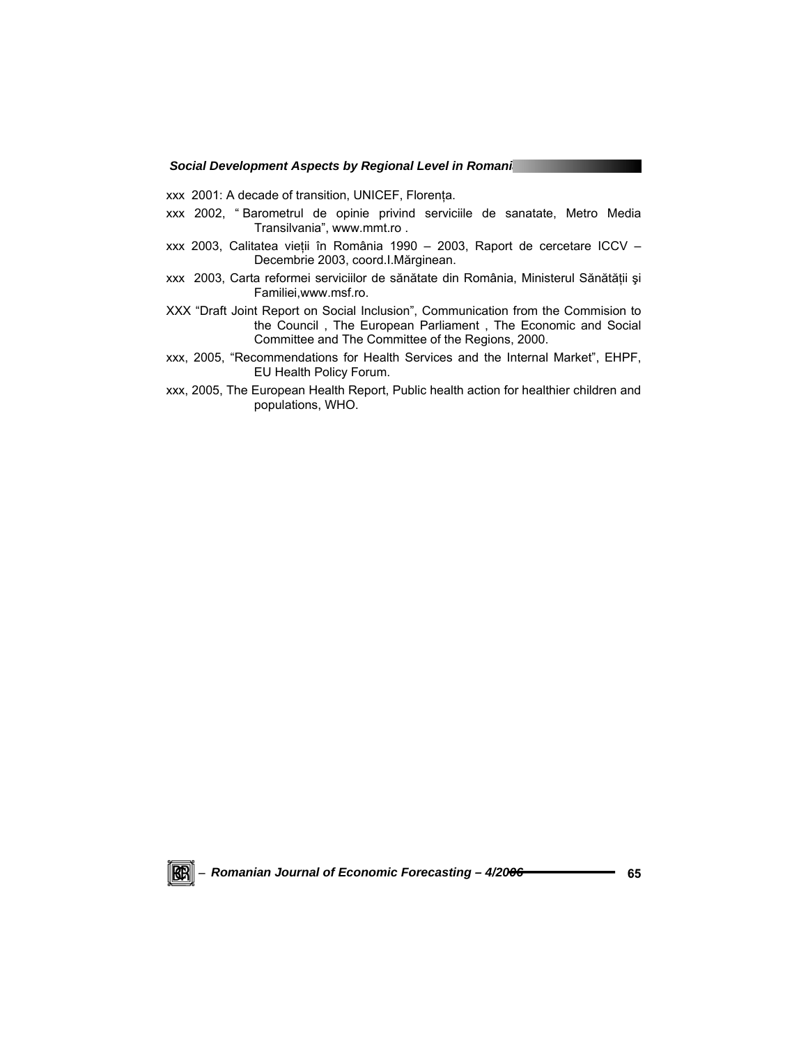xxx 2001: A decade of transition, UNICEF, Florența.

xxx 2002, " Barometrul de opinie privind serviciile de sanatate, Metro Media Transilvania", www.mmt.ro .

xxx 2003, Calitatea vieții în România 1990 – 2003, Raport de cercetare ICCV – Decembrie 2003, coord.I.Mărginean.

xxx 2003, Carta reformei serviciilor de sănătate din România, Ministerul Sănătății şi Familiei,www.msf.ro.

XXX "Draft Joint Report on Social Inclusion", Communication from the Commision to the Council , The European Parliament , The Economic and Social Committee and The Committee of the Regions, 2000.

xxx, 2005, "Recommendations for Health Services and the Internal Market", EHPF, EU Health Policy Forum.

xxx, 2005, The European Health Report, Public health action for healthier children and populations, WHO.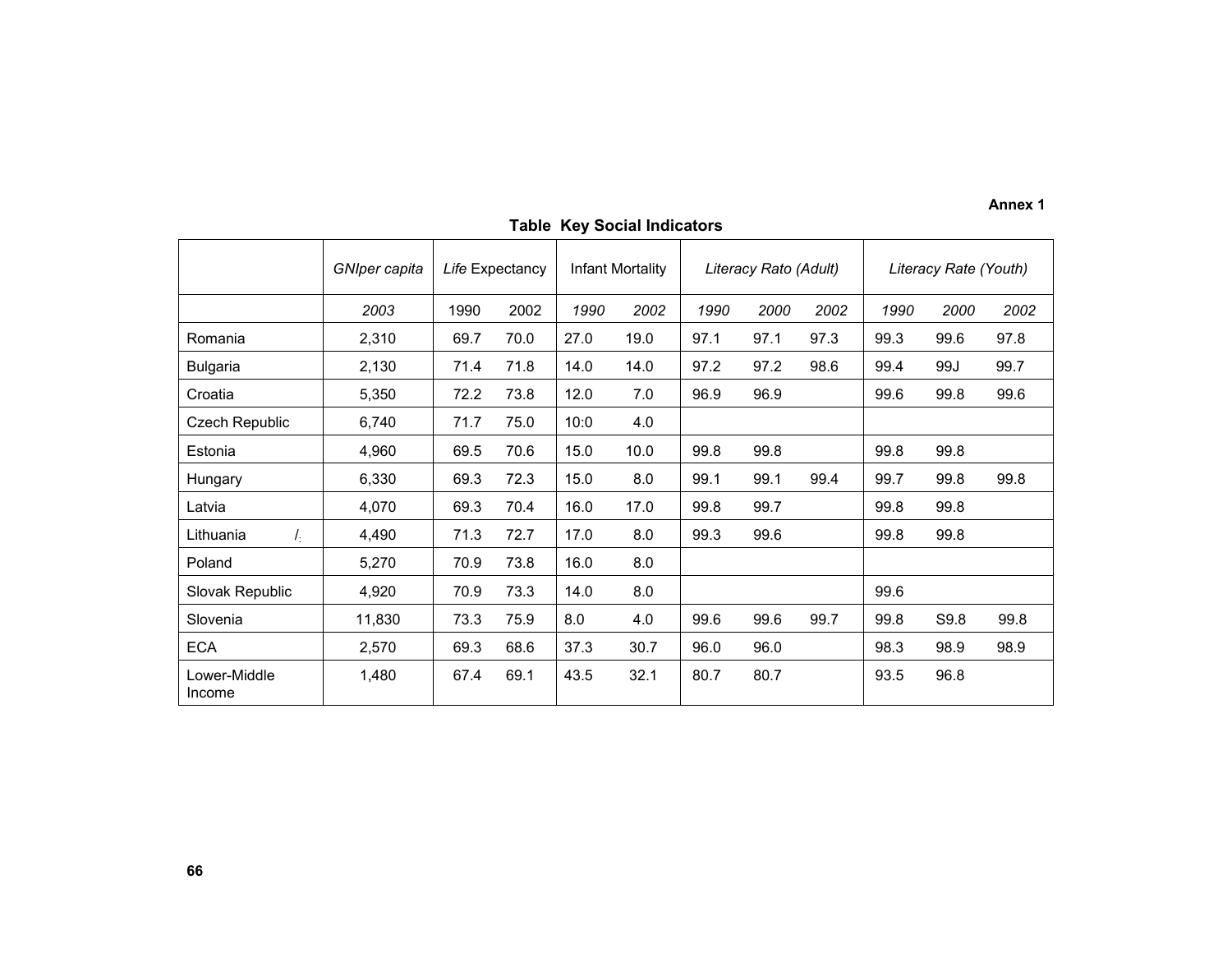**Annex 1**

**Table Key Social Indicators**

| | *GNIper capita* | *Life* Expectancy | | Infant Mortality | | *Literacy Rato (Adult)* | | | *Literacy Rate (Youth)* | | |
|---|---|---|---|---|---|---|---|---|---|---|---|
| | *2003* | 1990 | 2002 | *1990* | *2002* | *1990* | *2000* | *2002* | *1990* | *2000* | *2002* |
| Romania | 2,310 | 69.7 | 70.0 | 27.0 | 19.0 | 97.1 | 97.1 | 97.3 | 99.3 | 99.6 | 97.8 |
| Bulgaria | 2,130 | 71.4 | 71.8 | 14.0 | 14.0 | 97.2 | 97.2 | 98.6 | 99.4 | 99J | 99.7 |
| Croatia | 5,350 | 72.2 | 73.8 | 12.0 | 7.0 | 96.9 | 96.9 | | 99.6 | 99.8 | 99.6 |
| Czech Republic | 6,740 | 71.7 | 75.0 | 10:0 | 4.0 | | | | | | |
| Estonia | 4,960 | 69.5 | 70.6 | 15.0 | 10.0 | 99.8 | 99.8 | | 99.8 | 99.8 | |
| Hungary | 6,330 | 69.3 | 72.3 | 15.0 | 8.0 | 99.1 | 99.1 | 99.4 | 99.7 | 99.8 | 99.8 |
| Latvia | 4,070 | 69.3 | 70.4 | 16.0 | 17.0 | 99.8 | 99.7 | | 99.8 | 99.8 | |
| Lithuania /: | 4,490 | 71.3 | 72.7 | 17.0 | 8.0 | 99.3 | 99.6 | | 99.8 | 99.8 | |
| Poland | 5,270 | 70.9 | 73.8 | 16.0 | 8.0 | | | | | | |
| Slovak Republic | 4,920 | 70.9 | 73.3 | 14.0 | 8.0 | | | | 99.6 | | |
| Slovenia | 11,830 | 73.3 | 75.9 | 8.0 | 4.0 | 99.6 | 99.6 | 99.7 | 99.8 | S9.8 | 99.8 |
| ECA | 2,570 | 69.3 | 68.6 | 37.3 | 30.7 | 96.0 | 96.0 | | 98.3 | 98.9 | 98.9 |
| Lower-Middle Income | 1,480 | 67.4 | 69.1 | 43.5 | 32.1 | 80.7 | 80.7 | | 93.5 | 96.8 | |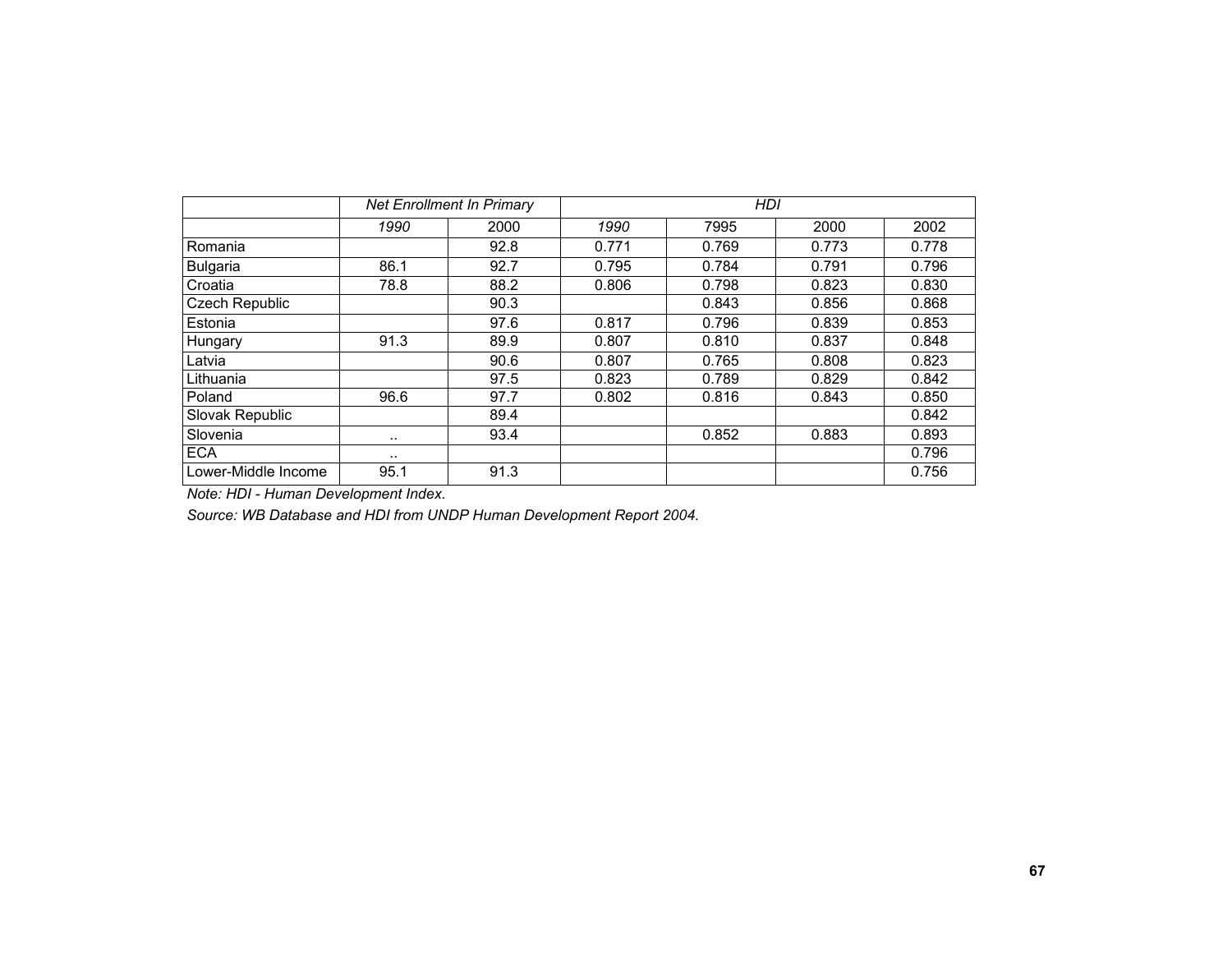| | *Net Enrollment In Primary* | | *HDI* | | | |
|---|---|---|---|---|---|---|
| | *1990* | 2000 | *1990* | 7995 | 2000 | 2002 |
| Romania | | 92.8 | 0.771 | 0.769 | 0.773 | 0.778 |
| Bulgaria | 86.1 | 92.7 | 0.795 | 0.784 | 0.791 | 0.796 |
| Croatia | 78.8 | 88.2 | 0.806 | 0.798 | 0.823 | 0.830 |
| Czech Republic | | 90.3 | | 0.843 | 0.856 | 0.868 |
| Estonia | | 97.6 | 0.817 | 0.796 | 0.839 | 0.853 |
| Hungary | 91.3 | 89.9 | 0.807 | 0.810 | 0.837 | 0.848 |
| Latvia | | 90.6 | 0.807 | 0.765 | 0.808 | 0.823 |
| Lithuania | | 97.5 | 0.823 | 0.789 | 0.829 | 0.842 |
| Poland | 96.6 | 97.7 | 0.802 | 0.816 | 0.843 | 0.850 |
| Slovak Republic | | 89.4 | | | | 0.842 |
| Slovenia | .. | 93.4 | | 0.852 | 0.883 | 0.893 |
| ECA | .. | | | | | 0.796 |
| Lower-Middle Income | 95.1 | 91.3 | | | | 0.756 |

*Note: HDI - Human Development Index.*

*Source: WB Database and HDI from UNDP Human Development Report 2004.*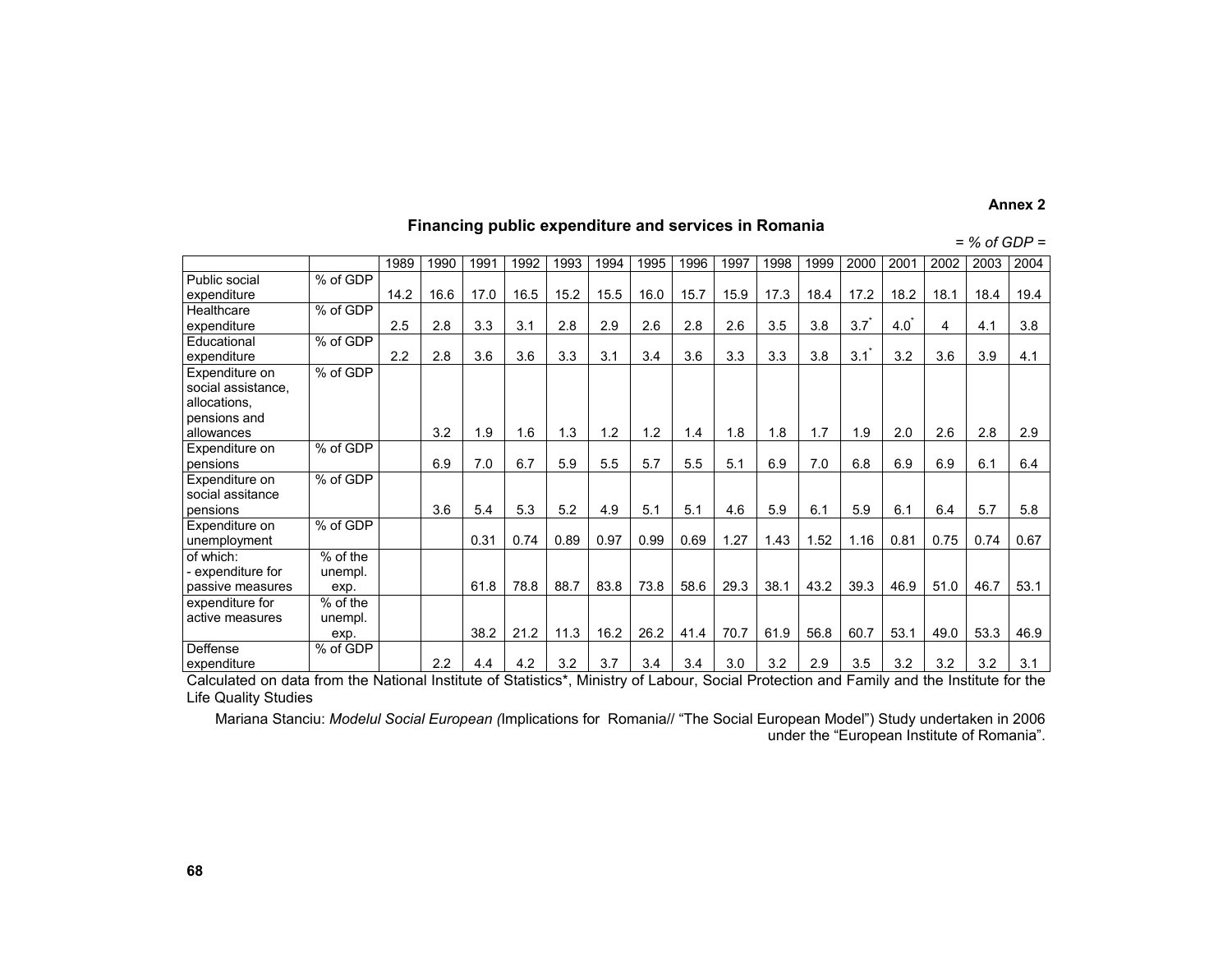**Annex 2**

## Financing public expenditure and services in Romania

*= % of GDP =*

| | | 1989 | 1990 | 1991 | 1992 | 1993 | 1994 | 1995 | 1996 | 1997 | 1998 | 1999 | 2000 | 2001 | 2002 | 2003 | 2004 |
|---|---|---|---|---|---|---|---|---|---|---|---|---|---|---|---|---|---|
| Public social expenditure | % of GDP | 14.2 | 16.6 | 17.0 | 16.5 | 15.2 | 15.5 | 16.0 | 15.7 | 15.9 | 17.3 | 18.4 | 17.2 | 18.2 | 18.1 | 18.4 | 19.4 |
| Healthcare expenditure | % of GDP | 2.5 | 2.8 | 3.3 | 3.1 | 2.8 | 2.9 | 2.6 | 2.8 | 2.6 | 3.5 | 3.8 | 3.7* | 4.0* | 4 | 4.1 | 3.8 |
| Educational expenditure | % of GDP | 2.2 | 2.8 | 3.6 | 3.6 | 3.3 | 3.1 | 3.4 | 3.6 | 3.3 | 3.3 | 3.8 | 3.1* | 3.2 | 3.6 | 3.9 | 4.1 |
| Expenditure on social assistance, allocations, pensions and allowances | % of GDP | | 3.2 | 1.9 | 1.6 | 1.3 | 1.2 | 1.2 | 1.4 | 1.8 | 1.8 | 1.7 | 1.9 | 2.0 | 2.6 | 2.8 | 2.9 |
| Expenditure on pensions | % of GDP | | 6.9 | 7.0 | 6.7 | 5.9 | 5.5 | 5.7 | 5.5 | 5.1 | 6.9 | 7.0 | 6.8 | 6.9 | 6.9 | 6.1 | 6.4 |
| Expenditure on social assitance pensions | % of GDP | | 3.6 | 5.4 | 5.3 | 5.2 | 4.9 | 5.1 | 5.1 | 4.6 | 5.9 | 6.1 | 5.9 | 6.1 | 6.4 | 5.7 | 5.8 |
| Expenditure on unemployment | % of GDP | | | 0.31 | 0.74 | 0.89 | 0.97 | 0.99 | 0.69 | 1.27 | 1.43 | 1.52 | 1.16 | 0.81 | 0.75 | 0.74 | 0.67 |
| of which: - expenditure for passive measures | % of the unempl. exp. | | | 61.8 | 78.8 | 88.7 | 83.8 | 73.8 | 58.6 | 29.3 | 38.1 | 43.2 | 39.3 | 46.9 | 51.0 | 46.7 | 53.1 |
| expenditure for active measures | % of the unempl. exp. | | | 38.2 | 21.2 | 11.3 | 16.2 | 26.2 | 41.4 | 70.7 | 61.9 | 56.8 | 60.7 | 53.1 | 49.0 | 53.3 | 46.9 |
| Deffense expenditure | % of GDP | | 2.2 | 4.4 | 4.2 | 3.2 | 3.7 | 3.4 | 3.4 | 3.0 | 3.2 | 2.9 | 3.5 | 3.2 | 3.2 | 3.2 | 3.1 |

Calculated on data from the National Institute of Statistics*, Ministry of Labour, Social Protection and Family and the Institute for the Life Quality Studies

Mariana Stanciu: *Modelul Social European (*Implications for Romania// "The Social European Model") Study undertaken in 2006 under the "European Institute of Romania".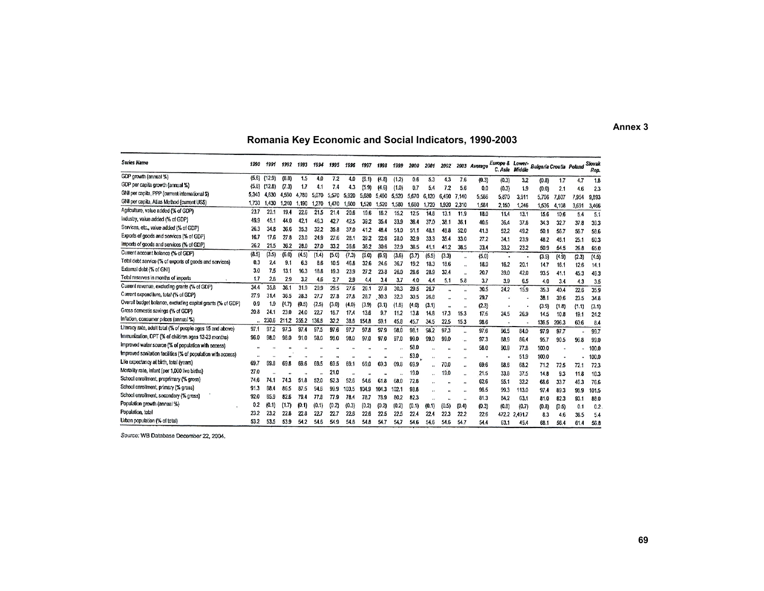Annex 3

# Romania Key Economic and Social Indicators, 1990-2003

| Series Name | 1990 | 1991 | 1992 | 1993 | 1994 | 1995 | 1996 | 1997 | 1998 | 1999 | 2000 | 2001 | 2002 | 2003 | Average | Europe & C. Asia | Lower-Middle | Bulgaria | Croatia | Poland | Slovak Rep. |
|---|---|---|---|---|---|---|---|---|---|---|---|---|---|---|---|---|---|---|---|---|---|
| GDP growth (annual %) | (5.6) | (12.9) | (8.8) | 1.5 | 4.0 | 7.2 | 4.0 | (6.1) | (4.8) | (1.2) | 0.6 | 5.3 | 4.3 | 7.6 | (0.3) | (0.3) | 3.2 | (0.8) | 1.7 | 4.7 | 1.8 |
| GDP per capita growth (annual %) | (5.8) | (12.8) | (7.3) | 1.7 | 4.1 | 7.4 | 4.3 | (5.9) | (4.6) | (1.0) | 0.7 | 5.4 | 7.2 | 5.6 | 0.0 | (0.3) | 1.9 | (0.0) | 2.1 | 4.6 | 2.3 |
| GNI per capita, PPP (current international $) | 5,340 | 4,630 | 4,590 | 4,780 | 5,070 | 5,570 | 5,920 | 5,680 | 5,490 | 5,520 | 5,670 | 6,120 | 6,490 | 7,140 | 5,586 | 5,870 | 3,911 | 5,766 | 7,807 | 7,954 | 9,893 |
| GNI per capita, Atlas Method (current US$) | 1,730 | 1,430 | 1,240 | 1,190 | 1,270 | 1,470 | 1,600 | 1,520 | 1,520 | 1,580 | 1,680 | 1,720 | 1,920 | 2,310 | 1,584 | 2,150 | 1,246 | 1,536 | 4,108 | 3,691 | 3,466 |
| Agriculture, value added (% of GDP) | 23.7 | 20.1 | 19.4 | 22.6 | 21.5 | 21.4 | 20.6 | 19.6 | 16.2 | 15.2 | 12.5 | 14.8 | 13.1 | 11.9 | 18.0 | 11.4 | 13.1 | 15.6 | 10.6 | 5.4 | 5.1 |
| Industry, value added (% of GDP) | 49.9 | 45.1 | 44.0 | 42.1 | 46.3 | 42.7 | 42.5 | 39.2 | 35.4 | 33.9 | 36.4 | 37.0 | 38.1 | 36.1 | 40.6 | 36.4 | 37.6 | 34.3 | 32.7 | 37.8 | 36.3 |
| Services, etc., value added (% of GDP) | 26.3 | 34.8 | 36.6 | 35.3 | 32.2 | 35.8 | 37.0 | 41.2 | 48.4 | 51.0 | 51.1 | 48.1 | 48.8 | 52.0 | 41.3 | 52.2 | 49.2 | 50.1 | 56.7 | 56.7 | 58.6 |
| Exports of goods and services (% of GDP) | 16.7 | 17.6 | 27.8 | 23.0 | 24.9 | 27.6 | 28.1 | 29.2 | 22.6 | 28.0 | 32.9 | 33.3 | 35.4 | 33.0 | 27.2 | 34.1 | 23.9 | 48.2 | 48.1 | 25.1 | 60.3 |
| Imports of goods and services (% of GDP) | 26.2 | 21.5 | 36.2 | 28.0 | 27.0 | 33.2 | 36.6 | 36.2 | 30.6 | 32.9 | 38.5 | 41.1 | 41.2 | 38.5 | 33.4 | 33.2 | 23.2 | 50.9 | 54.5 | 26.8 | 65.0 |
| Current account balance (% of GDP) | (8.5) | (3.5) | (8.0) | (4.5) | (1.4) | (5.0) | (7.3) | (6.0) | (6.9) | (3.6) | (3.7) | (5.5) | (3.3) | .. | (5.0) | - | - | (3.5) | (4.9) | (2.3) | (4.5) |
| Total debt service (% of exports of goods and services) | 0.3 | 2.4 | 9.1 | 6.3 | 8.6 | 10.5 | 46.8 | 32.6 | 24.6 | 36.7 | 19.2 | 18.3 | 18.6 | .. | 18.0 | 16.2 | 20.1 | 14.7 | 16.1 | 12.6 | 14.1 |
| External debt (% of GNI) | 3.0 | 7.5 | 13.1 | 16.3 | 18.8 | 19.3 | 23.9 | 27.2 | 23.8 | 26.0 | 28.6 | 28.9 | 32.4 | .. | 20.7 | 39.0 | 42.0 | 93.5 | 41.1 | 45.3 | 48.3 |
| Total reserves in months of imports | 1.7 | 2.6 | 2.9 | 3.2 | 4.6 | 2.7 | 2.9 | 4.4 | 3.4 | 3.7 | 4.0 | 4.4 | 5.1 | 5.8 | 3.7 | 3.9 | 6.5 | 4.0 | 3.4 | 4.3 | 3.5 |
| Current revenue, excluding grants (% of GDP) | 34.4 | 35.8 | 36.1 | 31.9 | 29.9 | 29.5 | 27.6 | 26.1 | 27.8 | 30.3 | 29.5 | 26.7 | .. | .. | 30.5 | 24.2 | 15.9 | 35.3 | 40.4 | 22.6 | 35.9 |
| Current expenditure, total (% of GDP) | 27.9 | 31.4 | 36.5 | 28.3 | 27.7 | 27.8 | 27.8 | 28.7 | 30.3 | 32.3 | 30.5 | 26.8 | .. | .. | 29.7 | - | - | 38.1 | 39.6 | 23.5 | 34.8 |
| Overall budget balance, excluding capital grants (% of GDP) | 0.9 | 1.9 | (4.7) | (0.5) | (2.5) | (3.0) | (4.0) | (3.9) | (3.1) | (1.8) | (4.0) | (3.1) | .. | .. | (2.3) | - | - | (3.9) | (1.8) | (1.1) | (3.1) |
| Gross domestic savings (% of GDP) | 20.8 | 24.1 | 23.0 | 24.0 | 22.7 | 18.7 | 17.4 | 13.6 | 9.7 | 11.2 | 13.8 | 14.8 | 17.3 | 15.3 | 17.6 | 24.5 | 26.9 | 14.5 | 10.8 | 19.1 | 24.2 |
| Inflation, consumer prices (annual %) | .. | 230.6 | 211.2 | 255.2 | 136.8 | 32.2 | 38.8 | 154.8 | 59.1 | 45.8 | 45.7 | 34.5 | 22.5 | 15.3 | 98.6 | - | - | 136.5 | 206.3 | 60.6 | 8.4 |
| Literacy rate, adult total (% of people ages 15 and above) | 97.1 | 97.2 | 97.3 | 97.4 | 97.5 | 97.6 | 97.7 | 97.8 | 97.9 | 98.0 | 98.1 | 98.2 | 97.3 | .. | 97.6 | 96.5 | 84.0 | 97.9 | 97.7 | - | 99.7 |
| Immunization, DPT (% of children ages 12-23 months) | 96.0 | 98.0 | 98.0 | 91.0 | 98.0 | 98.0 | 98.0 | 97.0 | 97.0 | 97.0 | 99.0 | 99.0 | 99.0 | .. | 97.3 | 88.9 | 86.4 | 95.7 | 90.5 | 96.8 | 99.0 |
| Improved water source (% of population with access) | .. | .. | .. | .. | .. | .. | .. | .. | .. | .. | 58.0 | .. | .. | .. | 58.0 | 90.9 | 77.8 | 100.0 | - | - | 100.0 |
| Improved sanitation facilities (% of population with access) | .. | .. | .. | .. | .. | .. | .. | .. | .. | .. | 53.0 | .. | .. | .. | - | - | 51.9 | 100.0 | - | - | 100.0 |
| Life expectancy at birth, total (years) | 69.7 | 69.8 | 69.8 | 69.6 | 69.5 | 69.5 | 69.1 | 69.0 | 69.3 | 69.8 | 69.9 | .. | 70.0 | .. | 69.6 | 68.6 | 68.2 | 71.2 | 72.5 | 72.1 | 72.3 |
| Mortality rate, infant (per 1,000 live births) | 27.0 | .. | .. | .. | .. | 21.0 | .. | .. | .. | .. | 19.0 | .. | 19.0 | .. | 21.5 | 33.8 | 37.5 | 14.8 | 9.3 | 11.8 | 10.3 |
| School enrollment, preprimary (% gross) | 74.6 | 74.1 | 74.3 | 51.8 | 52.0 | 52.3 | 52.6 | 54.6 | 61.8 | 68.0 | 72.8 | .. | .. | .. | 62.6 | 55.1 | 32.2 | 68.6 | 33.7 | 46.3 | 76.6 |
| School enrollment, primary (% gross) | 91.3 | 88.4 | 86.5 | 87.5 | 94.6 | 99.9 | 103.5 | 104.9 | 104.3 | 102.1 | 98.8 | .. | .. | .. | 96.5 | 99.3 | 113.0 | 97.4 | 89.3 | 99.9 | 101.5 |
| School enrollment, secondary (% gross) | 92.0 | 85.9 | 82.5 | 79.4 | 77.8 | 77.9 | 78.4 | 78.7 | 78.9 | 80.2 | 82.3 | .. | .. | .. | 81.3 | 84.2 | 63.1 | 81.0 | 82.3 | 93.1 | 88.0 |
| Population growth (annual %) | 0.2 | (0.1) | (1.7) | (0.1) | (0.1) | (0.2) | (0.3) | (0.2) | (0.2) | (0.2) | (0.1) | (0.1) | (0.5) | (0.4) | (0.3) | (0.8) | (0.7) | (0.8) | (0.5) | 0.1 | 0.2 |
| Population, total | 23.2 | 23.2 | 22.8 | 22.8 | 22.7 | 22.7 | 22.6 | 22.6 | 22.5 | 22.5 | 22.4 | 22.4 | 22.3 | 22.2 | 22.6 | 472.2 | 2,491.7 | 8.3 | 4.6 | 38.5 | 5.4 |
| Urban population (% of total) | 53.2 | 53.5 | 53.9 | 54.2 | 54.6 | 54.9 | 54.8 | 54.8 | 54.7 | 54.7 | 54.6 | 54.6 | 54.6 | 54.7 | 54.4 | 63.1 | 45.4 | 68.1 | 58.4 | 61.4 | 56.8 |

*Source: WB Database December 22, 2004.*